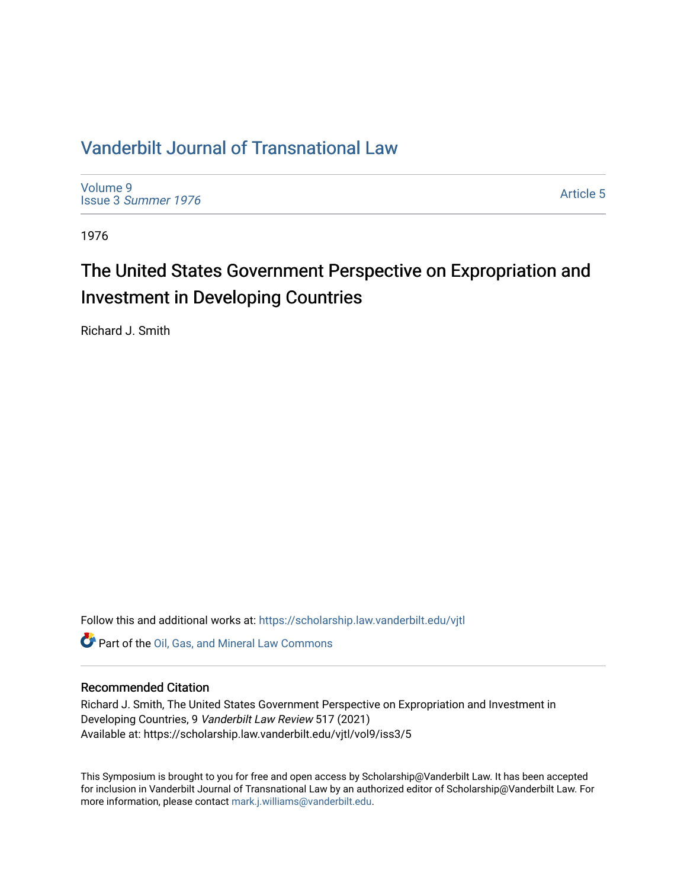# Vanderbilt Journal of Transnational Law

Volume 9
Issue 3 *Summer 1976*

Article 5

1976

## The United States Government Perspective on Expropriation and Investment in Developing Countries

Richard J. Smith

Follow this and additional works at: https://scholarship.law.vanderbilt.edu/vjtl

Part of the Oil, Gas, and Mineral Law Commons

### Recommended Citation

Richard J. Smith, The United States Government Perspective on Expropriation and Investment in Developing Countries, 9 *Vanderbilt Law Review* 517 (2021)
Available at: https://scholarship.law.vanderbilt.edu/vjtl/vol9/iss3/5

This Symposium is brought to you for free and open access by Scholarship@Vanderbilt Law. It has been accepted for inclusion in Vanderbilt Journal of Transnational Law by an authorized editor of Scholarship@Vanderbilt Law. For more information, please contact mark.j.williams@vanderbilt.edu.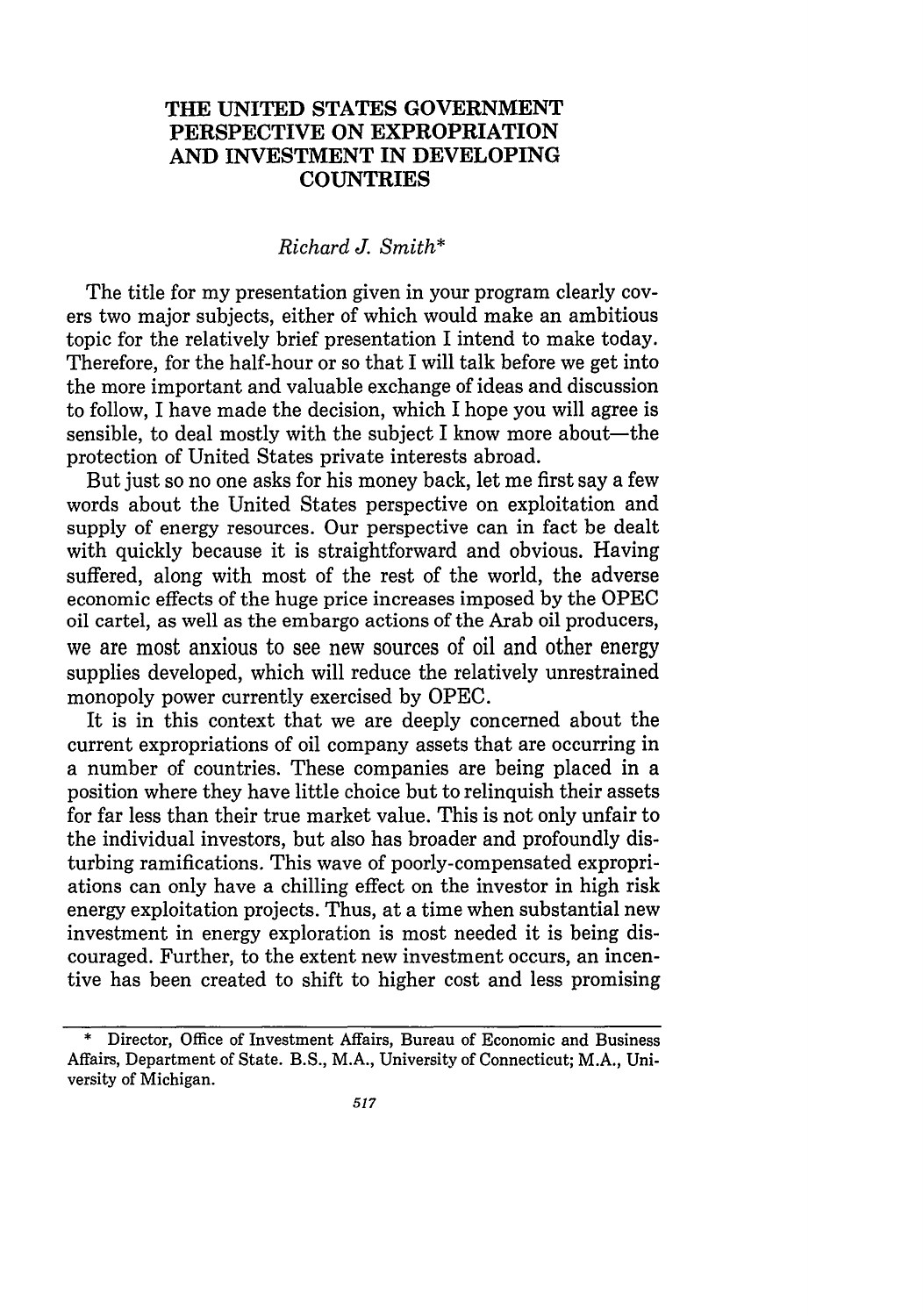# THE UNITED STATES GOVERNMENT PERSPECTIVE ON EXPROPRIATION AND INVESTMENT IN DEVELOPING COUNTRIES

*Richard J. Smith\**

The title for my presentation given in your program clearly covers two major subjects, either of which would make an ambitious topic for the relatively brief presentation I intend to make today. Therefore, for the half-hour or so that I will talk before we get into the more important and valuable exchange of ideas and discussion to follow, I have made the decision, which I hope you will agree is sensible, to deal mostly with the subject I know more about—the protection of United States private interests abroad.

But just so no one asks for his money back, let me first say a few words about the United States perspective on exploitation and supply of energy resources. Our perspective can in fact be dealt with quickly because it is straightforward and obvious. Having suffered, along with most of the rest of the world, the adverse economic effects of the huge price increases imposed by the OPEC oil cartel, as well as the embargo actions of the Arab oil producers, we are most anxious to see new sources of oil and other energy supplies developed, which will reduce the relatively unrestrained monopoly power currently exercised by OPEC.

It is in this context that we are deeply concerned about the current expropriations of oil company assets that are occurring in a number of countries. These companies are being placed in a position where they have little choice but to relinquish their assets for far less than their true market value. This is not only unfair to the individual investors, but also has broader and profoundly disturbing ramifications. This wave of poorly-compensated expropriations can only have a chilling effect on the investor in high risk energy exploitation projects. Thus, at a time when substantial new investment in energy exploration is most needed it is being discouraged. Further, to the extent new investment occurs, an incentive has been created to shift to higher cost and less promising

\* Director, Office of Investment Affairs, Bureau of Economic and Business Affairs, Department of State. B.S., M.A., University of Connecticut; M.A., University of Michigan.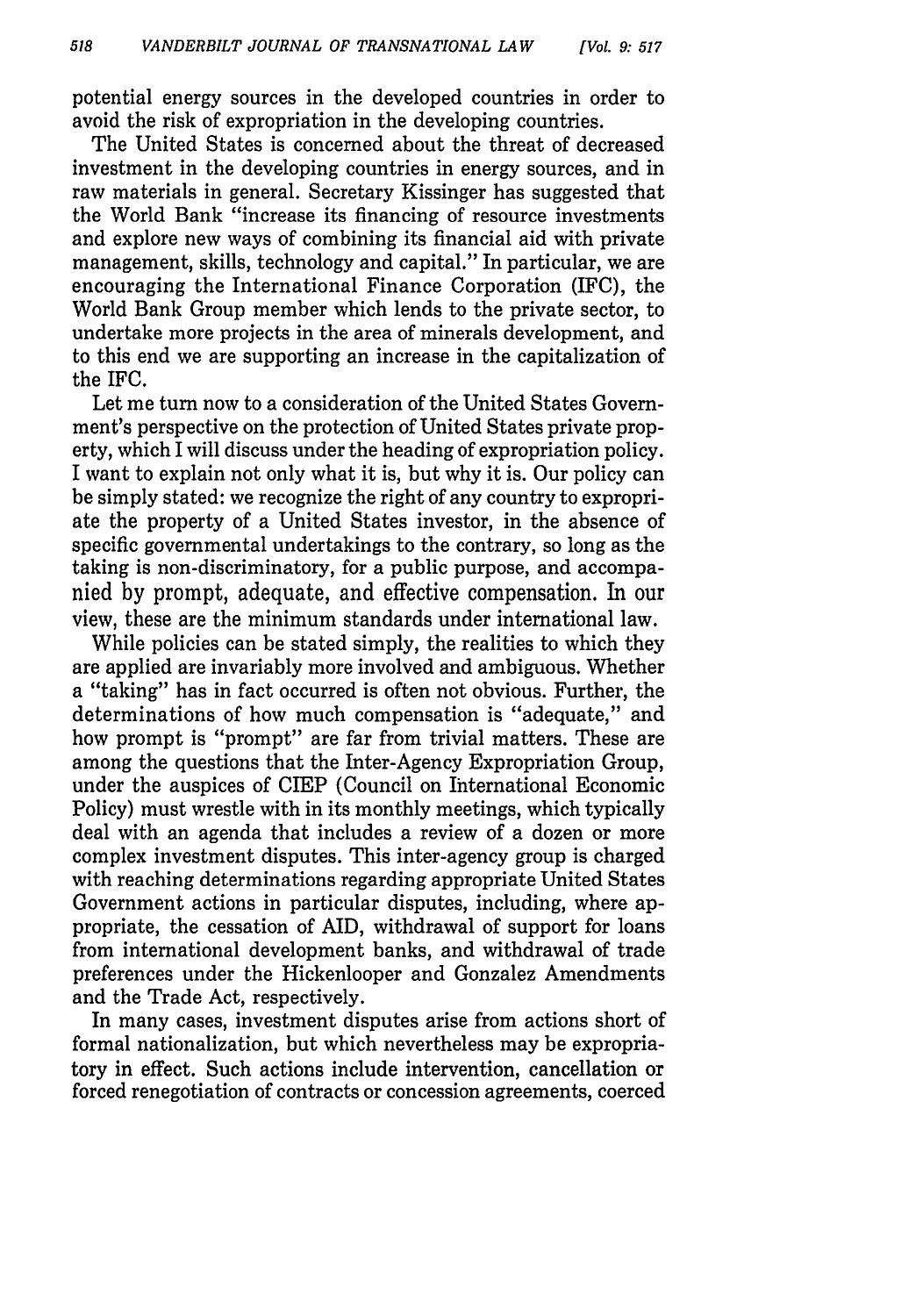potential energy sources in the developed countries in order to avoid the risk of expropriation in the developing countries.

The United States is concerned about the threat of decreased investment in the developing countries in energy sources, and in raw materials in general. Secretary Kissinger has suggested that the World Bank "increase its financing of resource investments and explore new ways of combining its financial aid with private management, skills, technology and capital." In particular, we are encouraging the International Finance Corporation (IFC), the World Bank Group member which lends to the private sector, to undertake more projects in the area of minerals development, and to this end we are supporting an increase in the capitalization of the IFC.

Let me turn now to a consideration of the United States Government's perspective on the protection of United States private property, which I will discuss under the heading of expropriation policy. I want to explain not only what it is, but why it is. Our policy can be simply stated: we recognize the right of any country to expropriate the property of a United States investor, in the absence of specific governmental undertakings to the contrary, so long as the taking is non-discriminatory, for a public purpose, and accompanied by prompt, adequate, and effective compensation. In our view, these are the minimum standards under international law.

While policies can be stated simply, the realities to which they are applied are invariably more involved and ambiguous. Whether a "taking" has in fact occurred is often not obvious. Further, the determinations of how much compensation is "adequate," and how prompt is "prompt" are far from trivial matters. These are among the questions that the Inter-Agency Expropriation Group, under the auspices of CIEP (Council on International Economic Policy) must wrestle with in its monthly meetings, which typically deal with an agenda that includes a review of a dozen or more complex investment disputes. This inter-agency group is charged with reaching determinations regarding appropriate United States Government actions in particular disputes, including, where appropriate, the cessation of AID, withdrawal of support for loans from international development banks, and withdrawal of trade preferences under the Hickenlooper and Gonzalez Amendments and the Trade Act, respectively.

In many cases, investment disputes arise from actions short of formal nationalization, but which nevertheless may be expropriatory in effect. Such actions include intervention, cancellation or forced renegotiation of contracts or concession agreements, coerced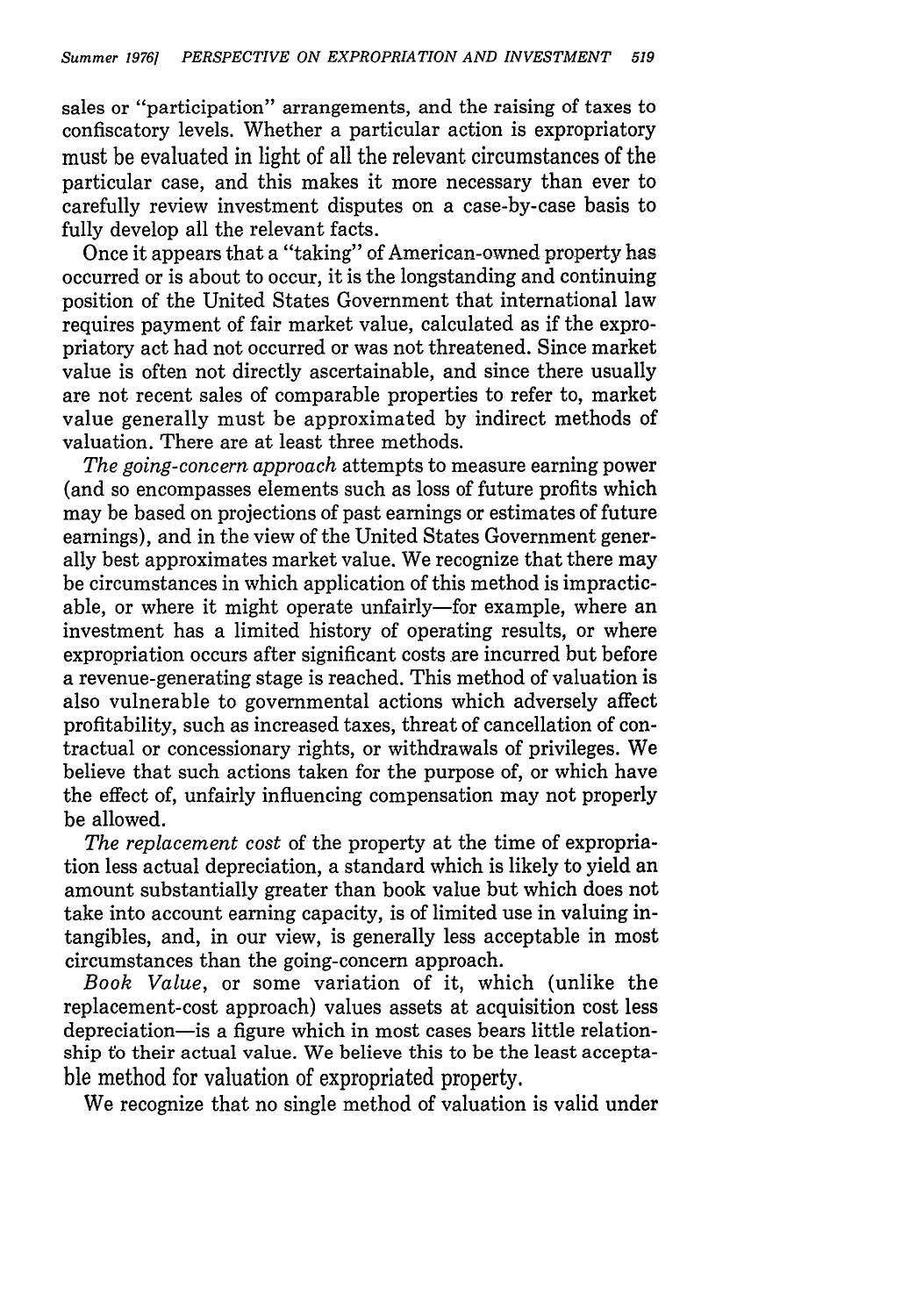sales or "participation" arrangements, and the raising of taxes to confiscatory levels. Whether a particular action is expropriatory must be evaluated in light of all the relevant circumstances of the particular case, and this makes it more necessary than ever to carefully review investment disputes on a case-by-case basis to fully develop all the relevant facts.

Once it appears that a "taking" of American-owned property has occurred or is about to occur, it is the longstanding and continuing position of the United States Government that international law requires payment of fair market value, calculated as if the expropriatory act had not occurred or was not threatened. Since market value is often not directly ascertainable, and since there usually are not recent sales of comparable properties to refer to, market value generally must be approximated by indirect methods of valuation. There are at least three methods.

*The going-concern approach* attempts to measure earning power (and so encompasses elements such as loss of future profits which may be based on projections of past earnings or estimates of future earnings), and in the view of the United States Government generally best approximates market value. We recognize that there may be circumstances in which application of this method is impracticable, or where it might operate unfairly—for example, where an investment has a limited history of operating results, or where expropriation occurs after significant costs are incurred but before a revenue-generating stage is reached. This method of valuation is also vulnerable to governmental actions which adversely affect profitability, such as increased taxes, threat of cancellation of contractual or concessionary rights, or withdrawals of privileges. We believe that such actions taken for the purpose of, or which have the effect of, unfairly influencing compensation may not properly be allowed.

*The replacement cost* of the property at the time of expropriation less actual depreciation, a standard which is likely to yield an amount substantially greater than book value but which does not take into account earning capacity, is of limited use in valuing intangibles, and, in our view, is generally less acceptable in most circumstances than the going-concern approach.

*Book Value*, or some variation of it, which (unlike the replacement-cost approach) values assets at acquisition cost less depreciation—is a figure which in most cases bears little relationship to their actual value. We believe this to be the least acceptable method for valuation of expropriated property.

We recognize that no single method of valuation is valid under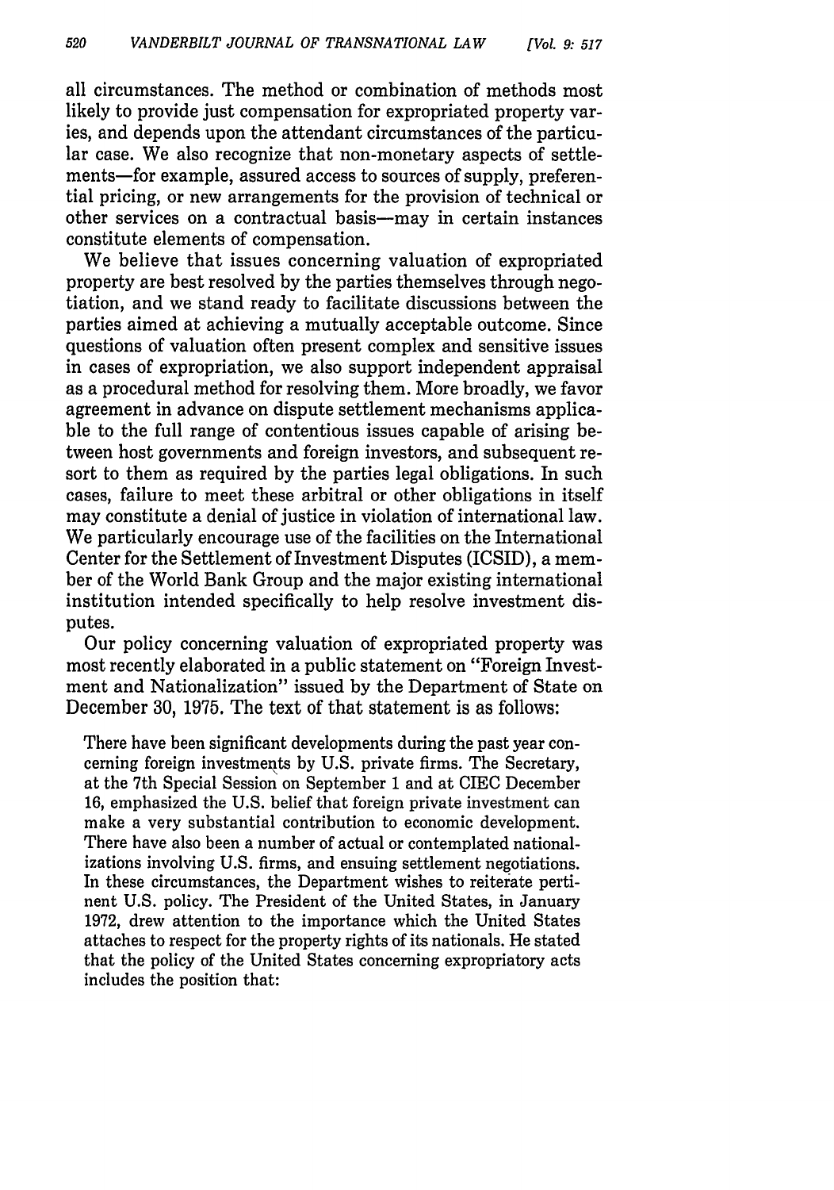all circumstances. The method or combination of methods most likely to provide just compensation for expropriated property varies, and depends upon the attendant circumstances of the particular case. We also recognize that non-monetary aspects of settlements—for example, assured access to sources of supply, preferential pricing, or new arrangements for the provision of technical or other services on a contractual basis—may in certain instances constitute elements of compensation.

We believe that issues concerning valuation of expropriated property are best resolved by the parties themselves through negotiation, and we stand ready to facilitate discussions between the parties aimed at achieving a mutually acceptable outcome. Since questions of valuation often present complex and sensitive issues in cases of expropriation, we also support independent appraisal as a procedural method for resolving them. More broadly, we favor agreement in advance on dispute settlement mechanisms applicable to the full range of contentious issues capable of arising between host governments and foreign investors, and subsequent resort to them as required by the parties legal obligations. In such cases, failure to meet these arbitral or other obligations in itself may constitute a denial of justice in violation of international law. We particularly encourage use of the facilities on the International Center for the Settlement of Investment Disputes (ICSID), a member of the World Bank Group and the major existing international institution intended specifically to help resolve investment disputes.

Our policy concerning valuation of expropriated property was most recently elaborated in a public statement on "Foreign Investment and Nationalization" issued by the Department of State on December 30, 1975. The text of that statement is as follows:

> There have been significant developments during the past year concerning foreign investments by U.S. private firms. The Secretary, at the 7th Special Session on September 1 and at CIEC December 16, emphasized the U.S. belief that foreign private investment can make a very substantial contribution to economic development. There have also been a number of actual or contemplated nationalizations involving U.S. firms, and ensuing settlement negotiations. In these circumstances, the Department wishes to reiterate pertinent U.S. policy. The President of the United States, in January 1972, drew attention to the importance which the United States attaches to respect for the property rights of its nationals. He stated that the policy of the United States concerning expropriatory acts includes the position that: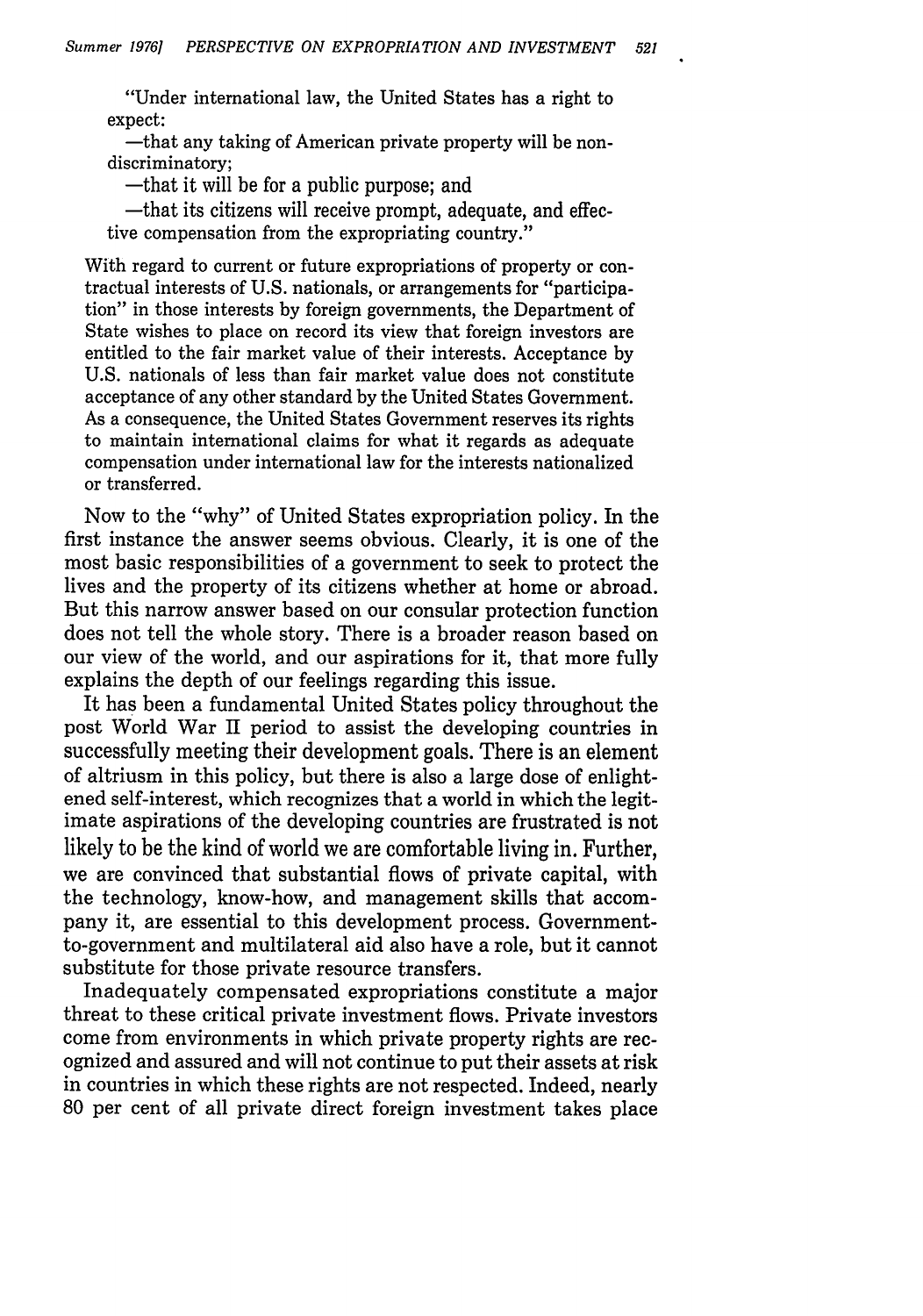"Under international law, the United States has a right to expect:

—that any taking of American private property will be non-discriminatory;

—that it will be for a public purpose; and

—that its citizens will receive prompt, adequate, and effective compensation from the expropriating country."

With regard to current or future expropriations of property or contractual interests of U.S. nationals, or arrangements for "participation" in those interests by foreign governments, the Department of State wishes to place on record its view that foreign investors are entitled to the fair market value of their interests. Acceptance by U.S. nationals of less than fair market value does not constitute acceptance of any other standard by the United States Government. As a consequence, the United States Government reserves its rights to maintain international claims for what it regards as adequate compensation under international law for the interests nationalized or transferred.

Now to the "why" of United States expropriation policy. In the first instance the answer seems obvious. Clearly, it is one of the most basic responsibilities of a government to seek to protect the lives and the property of its citizens whether at home or abroad. But this narrow answer based on our consular protection function does not tell the whole story. There is a broader reason based on our view of the world, and our aspirations for it, that more fully explains the depth of our feelings regarding this issue.

It has been a fundamental United States policy throughout the post World War II period to assist the developing countries in successfully meeting their development goals. There is an element of altriusm in this policy, but there is also a large dose of enlightened self-interest, which recognizes that a world in which the legitimate aspirations of the developing countries are frustrated is not likely to be the kind of world we are comfortable living in. Further, we are convinced that substantial flows of private capital, with the technology, know-how, and management skills that accompany it, are essential to this development process. Government-to-government and multilateral aid also have a role, but it cannot substitute for those private resource transfers.

Inadequately compensated expropriations constitute a major threat to these critical private investment flows. Private investors come from environments in which private property rights are recognized and assured and will not continue to put their assets at risk in countries in which these rights are not respected. Indeed, nearly 80 per cent of all private direct foreign investment takes place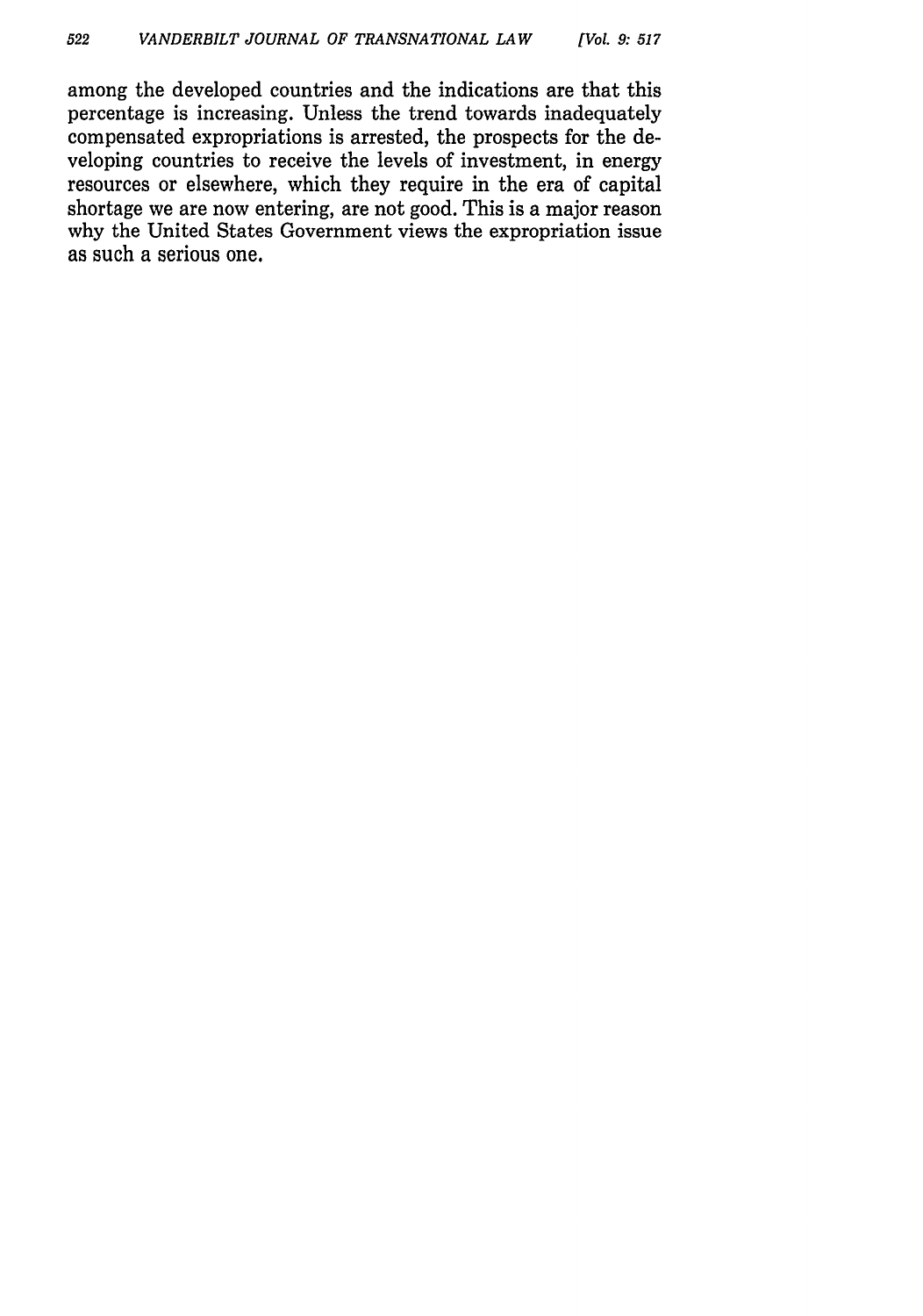among the developed countries and the indications are that this percentage is increasing. Unless the trend towards inadequately compensated expropriations is arrested, the prospects for the developing countries to receive the levels of investment, in energy resources or elsewhere, which they require in the era of capital shortage we are now entering, are not good. This is a major reason why the United States Government views the expropriation issue as such a serious one.